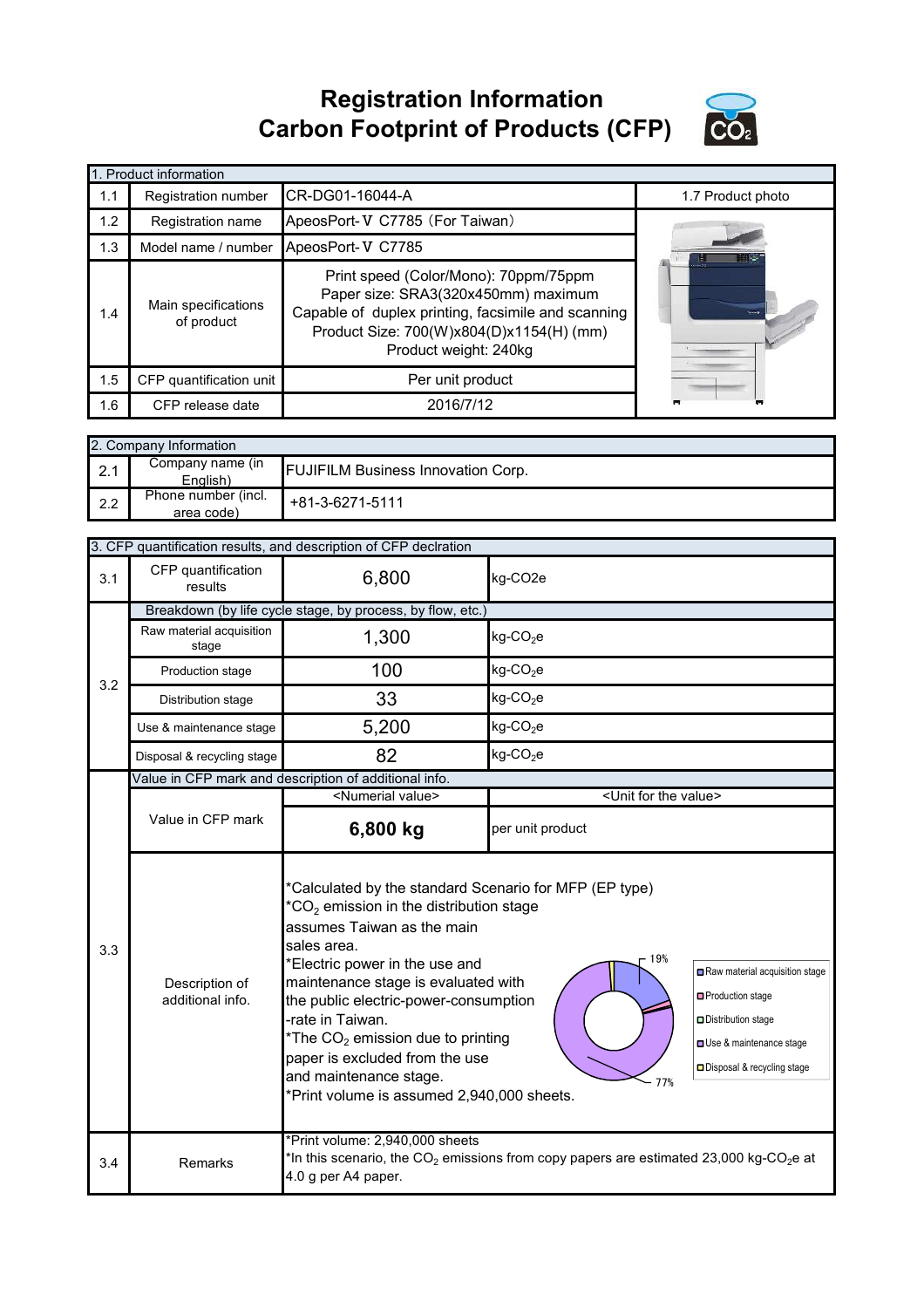# Registration Information
# Carbon Footprint of Products (CFP)

| | | | |
|---|---|---|---|
| **1. Product information** | | | |
| 1.1 | Registration number | CR-DG01-16044-A | 1.7 Product photo |
| 1.2 | Registration name | ApeosPort-Ⅴ C7785（For Taiwan） | |
| 1.3 | Model name / number | ApeosPort-Ⅴ C7785 | |
| 1.4 | Main specifications of product | Print speed (Color/Mono): 70ppm/75ppm<br>Paper size: SRA3(320x450mm) maximum<br>Capable of duplex printing, facsimile and scanning<br>Product Size: 700(W)x804(D)x1154(H) (mm)<br>Product weight: 240kg | |
| 1.5 | CFP quantification unit | Per unit product | |
| 1.6 | CFP release date | 2016/7/12 | |

| | | |
|---|---|---|
| **2. Company Information** | | |
| 2.1 | Company name (in English) | FUJIFILM Business Innovation Corp. |
| 2.2 | Phone number (incl. area code) | +81-3-6271-5111 |

| | | | |
|---|---|---|---|
| **3. CFP quantification results, and description of CFP declration** | | | |
| 3.1 | CFP quantification results | 6,800 | kg-CO2e |
| 3.2 | Breakdown (by life cycle stage, by process, by flow, etc.) | | |
| | Raw material acquisition stage | 1,300 | kg-$CO_2$e |
| | Production stage | 100 | kg-$CO_2$e |
| | Distribution stage | 33 | kg-$CO_2$e |
| | Use & maintenance stage | 5,200 | kg-$CO_2$e |
| | Disposal & recycling stage | 82 | kg-$CO_2$e |
| 3.3 | Value in CFP mark and description of additional info. | | |
| | | <Numerial value> | <Unit for the value> |
| | Value in CFP mark | **6,800 kg** | per unit product |
| | Description of additional info. | *Calculated by the standard Scenario for MFP (EP type)<br>*$CO_2$ emission in the distribution stage assumes Taiwan as the main sales area.<br>*Electric power in the use and maintenance stage is evaluated with the public electric-power-consumption -rate in Taiwan.<br>*The $CO_2$ emission due to printing paper is excluded from the use and maintenance stage.<br>*Print volume is assumed 2,940,000 sheets. | |
| 3.4 | Remarks | *Print volume: 2,940,000 sheets<br>*In this scenario, the $CO_2$ emissions from copy papers are estimated 23,000 kg-$CO_2$e at 4.0 g per A4 paper. | |

19%
77%
Raw material acquisition stage
Production stage
Distribution stage
Use & maintenance stage
Disposal & recycling stage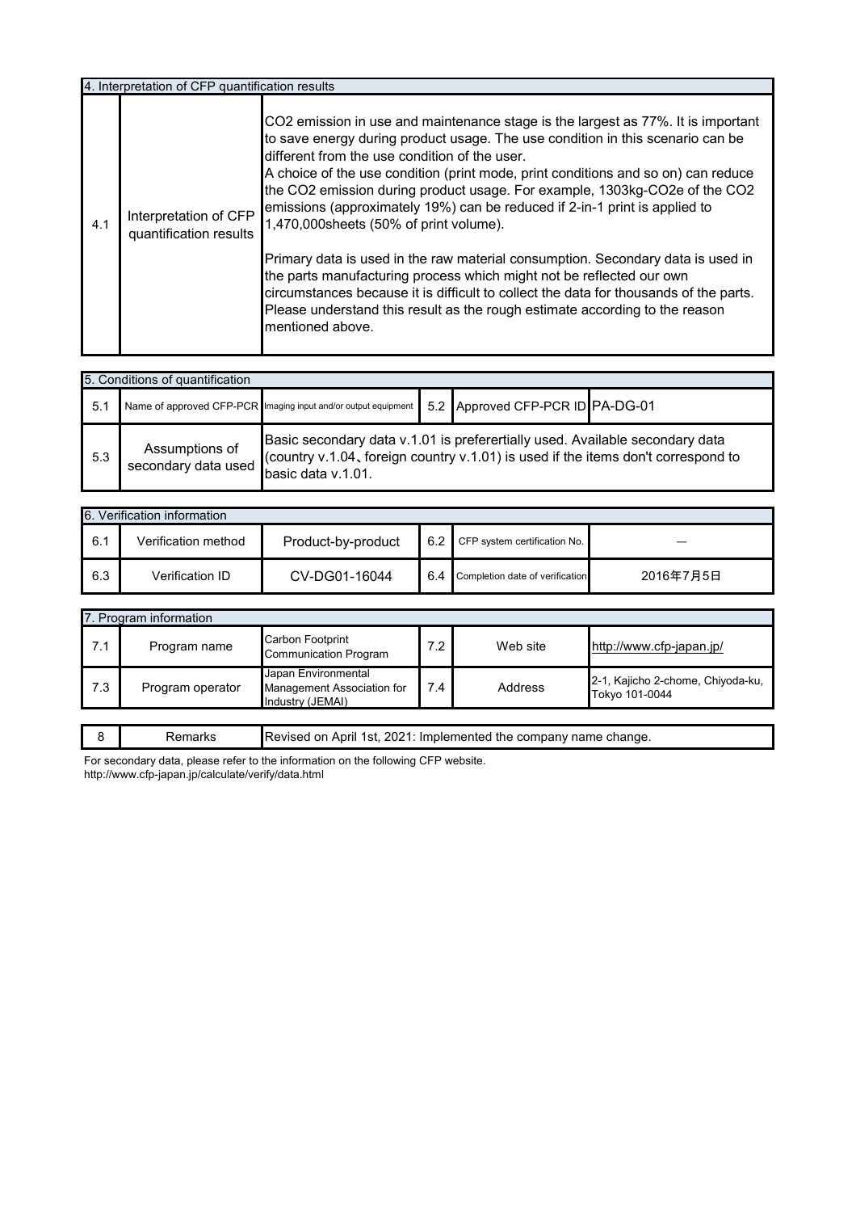| 4. Interpretation of CFP quantification results | | |
|---|---|---|
| 4.1 | Interpretation of CFP quantification results | $CO_2$ emission in use and maintenance stage is the largest as 77%. It is important to save energy during product usage. The use condition in this scenario can be different from the use condition of the user.<br>A choice of the use condition (print mode, print conditions and so on) can reduce the $CO_2$ emission during product usage. For example, 1303kg-$CO_2$e of the $CO_2$ emissions (approximately 19%) can be reduced if 2-in-1 print is applied to 1,470,000sheets (50% of print volume).<br><br>Primary data is used in the raw material consumption. Secondary data is used in the parts manufacturing process which might not be reflected our own circumstances because it is difficult to collect the data for thousands of the parts. Please understand this result as the rough estimate according to the reason mentioned above. |

| 5. Conditions of quantification | | | | | |
|---|---|---|---|---|---|
| 5.1 | Name of approved CFP-PCR | Imaging input and/or output equipment | 5.2 | Approved CFP-PCR ID | PA-DG-01 |
| 5.3 | Assumptions of secondary data used | Basic secondary data v.1.01 is preferertially used. Available secondary data (country v.1.04、foreign country v.1.01) is used if the items don't correspond to basic data v.1.01. | | | |

| 6. Verification information | | | | | |
|---|---|---|---|---|---|
| 6.1 | Verification method | Product-by-product | 6.2 | CFP system certification No. | — |
| 6.3 | Verification ID | CV-DG01-16044 | 6.4 | Completion date of verification | 2016年7月5日 |

| 7. Program information | | | | | |
|---|---|---|---|---|---|
| 7.1 | Program name | Carbon Footprint Communication Program | 7.2 | Web site | http://www.cfp-japan.jp/ |
| 7.3 | Program operator | Japan Environmental Management Association for Industry (JEMAI) | 7.4 | Address | 2-1, Kajicho 2-chome, Chiyoda-ku, Tokyo 101-0044 |

| | | |
|---|---|---|
| 8 | Remarks | Revised on April 1st, 2021: Implemented the company name change. |

For secondary data, please refer to the information on the following CFP website.
http://www.cfp-japan.jp/calculate/verify/data.html